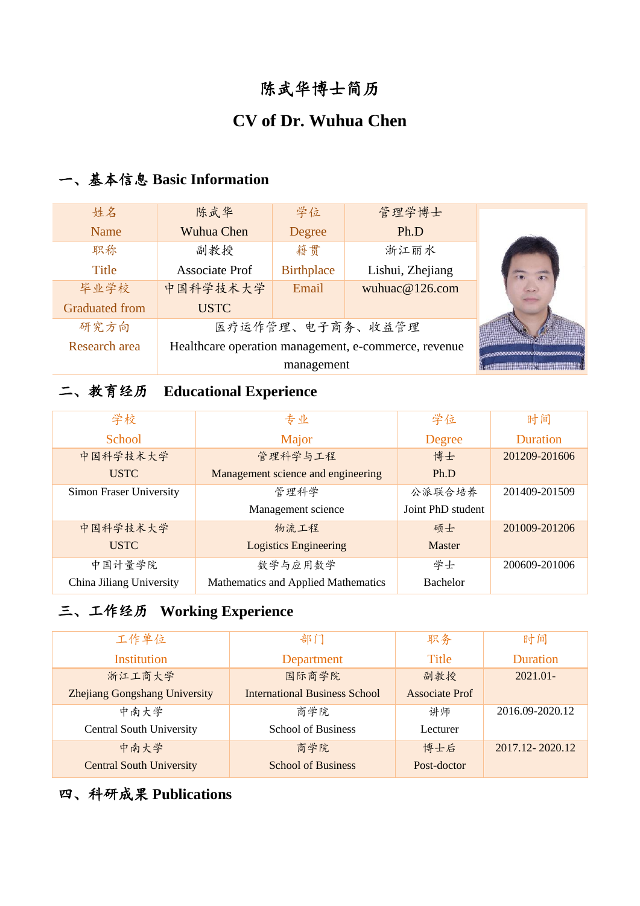# 陈武华博士简历

# CV of Dr. Wuhua Chen

## 一、基本信息 Basic Information

| 姓名 Name | 陈武华 Wuhua Chen | 学位 Degree | 管理学博士 Ph.D |
|---|---|---|---|
| 职称 Title | 副教授 Associate Prof | 籍贯 Birthplace | 浙江丽水 Lishui, Zhejiang |
| 毕业学校 Graduated from | 中国科学技术大学 USTC | Email | wuhuac@126.com |
| 研究方向 Research area | 医疗运作管理、电子商务、收益管理 Healthcare operation management, e-commerce, revenue management | | |

## 二、教育经历 Educational Experience

| 学校 School | 专业 Major | 学位 Degree | 时间 Duration |
|---|---|---|---|
| 中国科学技术大学 USTC | 管理科学与工程 Management science and engineering | 博士 Ph.D | 201209-201606 |
| Simon Fraser University | 管理科学 Management science | 公派联合培养 Joint PhD student | 201409-201509 |
| 中国科学技术大学 USTC | 物流工程 Logistics Engineering | 硕士 Master | 201009-201206 |
| 中国计量学院 China Jiliang University | 数学与应用数学 Mathematics and Applied Mathematics | 学士 Bachelor | 200609-201006 |

## 三、工作经历 Working Experience

| 工作单位 Institution | 部门 Department | 职务 Title | 时间 Duration |
|---|---|---|---|
| 浙江工商大学 Zhejiang Gongshang University | 国际商学院 International Business School | 副教授 Associate Prof | 2021.01- |
| 中南大学 Central South University | 商学院 School of Business | 讲师 Lecturer | 2016.09-2020.12 |
| 中南大学 Central South University | 商学院 School of Business | 博士后 Post-doctor | 2017.12- 2020.12 |

## 四、科研成果 Publications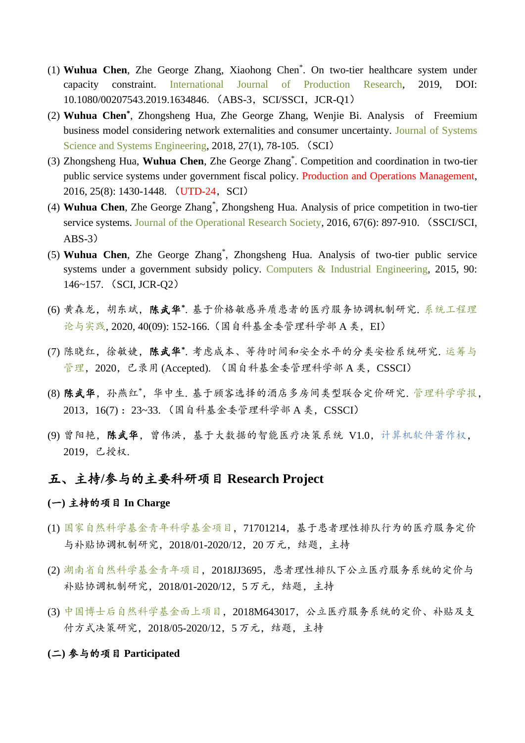(1) **Wuhua Chen**, Zhe George Zhang, Xiaohong Chen*. On two-tier healthcare system under capacity constraint. International Journal of Production Research, 2019, DOI: 10.1080/00207543.2019.1634846. （ABS-3，SCI/SSCI，JCR-Q1）

(2) **Wuhua Chen***, Zhongsheng Hua, Zhe George Zhang, Wenjie Bi. Analysis of Freemium business model considering network externalities and consumer uncertainty. Journal of Systems Science and Systems Engineering, 2018, 27(1), 78-105. （SCI）

(3) Zhongsheng Hua, **Wuhua Chen**, Zhe George Zhang*. Competition and coordination in two-tier public service systems under government fiscal policy. Production and Operations Management, 2016, 25(8): 1430-1448. （UTD-24，SCI）

(4) **Wuhua Chen**, Zhe George Zhang*, Zhongsheng Hua. Analysis of price competition in two-tier service systems. Journal of the Operational Research Society, 2016, 67(6): 897-910. （SSCI/SCI, ABS-3）

(5) **Wuhua Chen**, Zhe George Zhang*, Zhongsheng Hua. Analysis of two-tier public service systems under a government subsidy policy. Computers & Industrial Engineering, 2015, 90: 146~157. （SCI, JCR-Q2）

(6) 黄森龙，胡东斌，**陈武华***. 基于价格敏感异质患者的医疗服务协调机制研究. 系统工程理论与实践, 2020, 40(09): 152-166.（国自科基金委管理科学部 A 类，EI）

(7) 陈晓红，徐敏婕，**陈武华***. 考虑成本、等待时间和安全水平的分类安检系统研究. 运筹与管理，2020，已录用 (Accepted). （国自科基金委管理科学部 A 类，CSSCI）

(8) **陈武华**，孙燕红*，华中生. 基于顾客选择的酒店多房间类型联合定价研究. 管理科学学报，2013，16(7)：23~33. （国自科基金委管理科学部 A 类，CSSCI）

(9) 曾阳艳，**陈武华**，曾伟洪，基于大数据的智能医疗决策系统 V1.0，计算机软件著作权，2019，已授权.

## 五、主持/参与的主要科研项目 Research Project

### (一) 主持的项目 In Charge

(1) 国家自然科学基金青年科学基金项目，71701214，基于患者理性排队行为的医疗服务定价与补贴协调机制研究，2018/01-2020/12，20 万元，结题，主持

(2) 湖南省自然科学基金青年项目，2018JJ3695，患者理性排队下公立医疗服务系统的定价与补贴协调机制研究，2018/01-2020/12，5 万元，结题，主持

(3) 中国博士后自然科学基金面上项目，2018M643017，公立医疗服务系统的定价、补贴及支付方式决策研究，2018/05-2020/12，5 万元，结题，主持

### (二) 参与的项目 Participated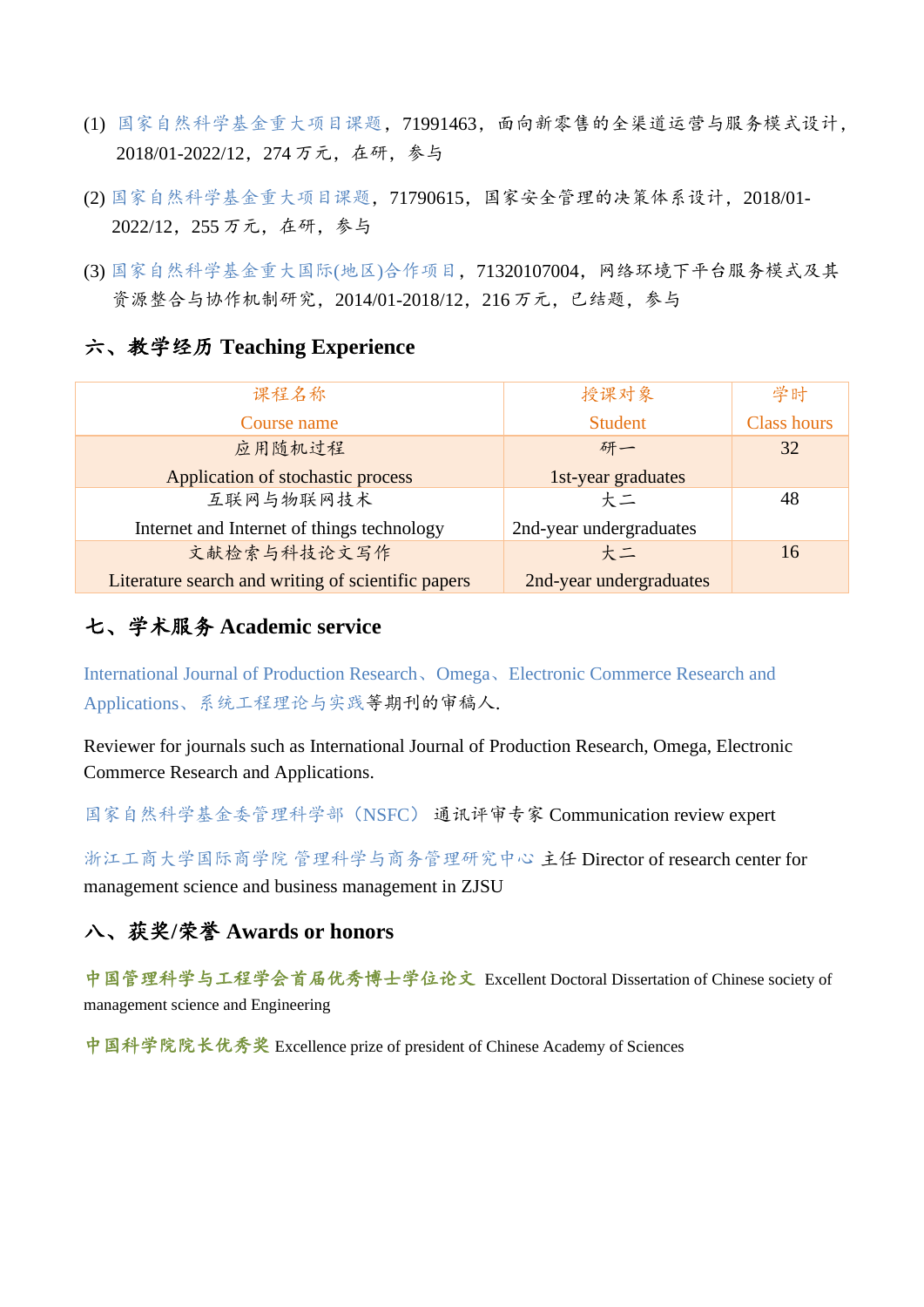(1) 国家自然科学基金重大项目课题，71991463，面向新零售的全渠道运营与服务模式设计，2018/01-2022/12，274 万元，在研，参与

(2) 国家自然科学基金重大项目课题，71790615，国家安全管理的决策体系设计，2018/01-2022/12，255 万元，在研，参与

(3) 国家自然科学基金重大国际(地区)合作项目，71320107004，网络环境下平台服务模式及其资源整合与协作机制研究，2014/01-2018/12，216 万元，已结题，参与

## 六、教学经历 Teaching Experience

| 课程名称 Course name | 授课对象 Student | 学时 Class hours |
|---|---|---|
| 应用随机过程 Application of stochastic process | 研一 1st-year graduates | 32 |
| 互联网与物联网技术 Internet and Internet of things technology | 大二 2nd-year undergraduates | 48 |
| 文献检索与科技论文写作 Literature search and writing of scientific papers | 大二 2nd-year undergraduates | 16 |

## 七、学术服务 Academic service

International Journal of Production Research、Omega、Electronic Commerce Research and Applications、系统工程理论与实践等期刊的审稿人.

Reviewer for journals such as International Journal of Production Research, Omega, Electronic Commerce Research and Applications.

国家自然科学基金委管理科学部（NSFC） 通讯评审专家 Communication review expert

浙江工商大学国际商学院 管理科学与商务管理研究中心 主任 Director of research center for management science and business management in ZJSU

## 八、获奖/荣誉 Awards or honors

中国管理科学与工程学会首届优秀博士学位论文 Excellent Doctoral Dissertation of Chinese society of management science and Engineering

中国科学院院长优秀奖 Excellence prize of president of Chinese Academy of Sciences